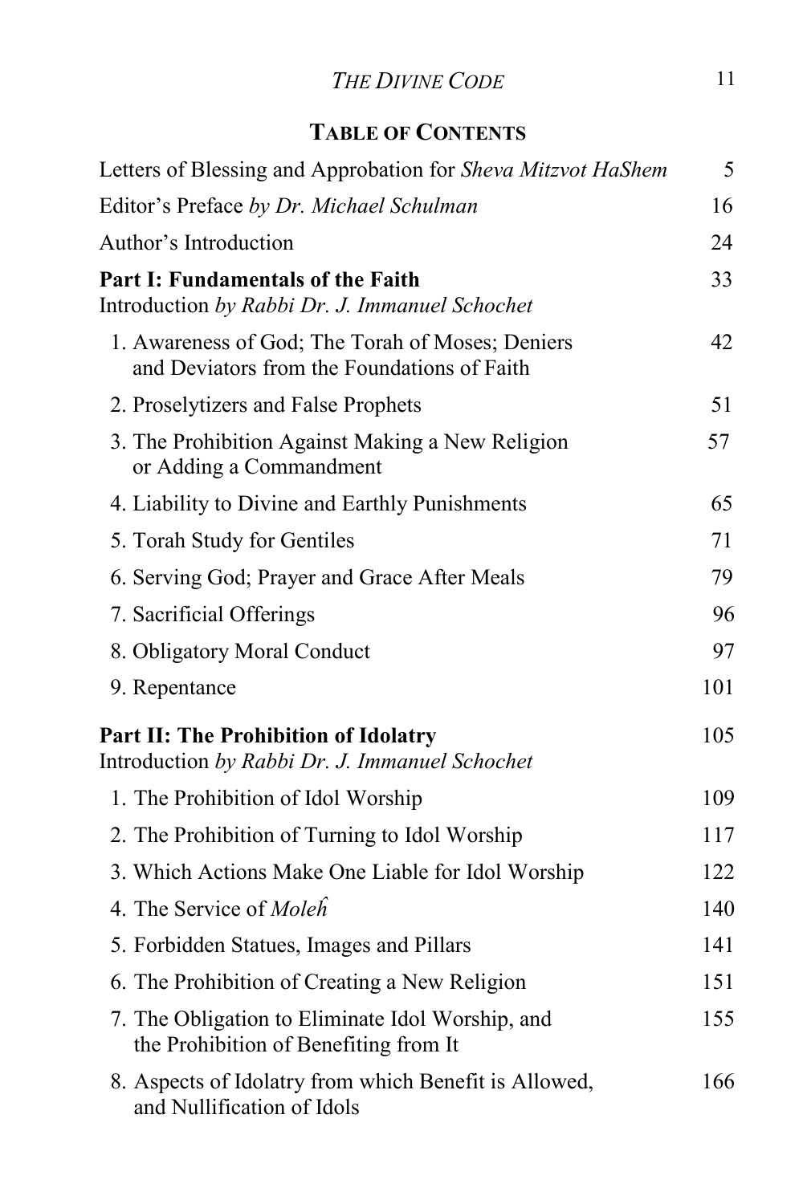## TABLE OF CONTENTS

| | |
|---|---|
| Letters of Blessing and Approbation for *Sheva Mitzvot HaShem* | 5 |
| Editor's Preface *by Dr. Michael Schulman* | 16 |
| Author's Introduction | 24 |
| **Part I: Fundamentals of the Faith** Introduction *by Rabbi Dr. J. Immanuel Schochet* | 33 |
| 1. Awareness of God; The Torah of Moses; Deniers and Deviators from the Foundations of Faith | 42 |
| 2. Proselytizers and False Prophets | 51 |
| 3. The Prohibition Against Making a New Religion or Adding a Commandment | 57 |
| 4. Liability to Divine and Earthly Punishments | 65 |
| 5. Torah Study for Gentiles | 71 |
| 6. Serving God; Prayer and Grace After Meals | 79 |
| 7. Sacrificial Offerings | 96 |
| 8. Obligatory Moral Conduct | 97 |
| 9. Repentance | 101 |
| **Part II: The Prohibition of Idolatry** Introduction *by Rabbi Dr. J. Immanuel Schochet* | 105 |
| 1. The Prohibition of Idol Worship | 109 |
| 2. The Prohibition of Turning to Idol Worship | 117 |
| 3. Which Actions Make One Liable for Idol Worship | 122 |
| 4. The Service of *Moleĥ* | 140 |
| 5. Forbidden Statues, Images and Pillars | 141 |
| 6. The Prohibition of Creating a New Religion | 151 |
| 7. The Obligation to Eliminate Idol Worship, and the Prohibition of Benefiting from It | 155 |
| 8. Aspects of Idolatry from which Benefit is Allowed, and Nullification of Idols | 166 |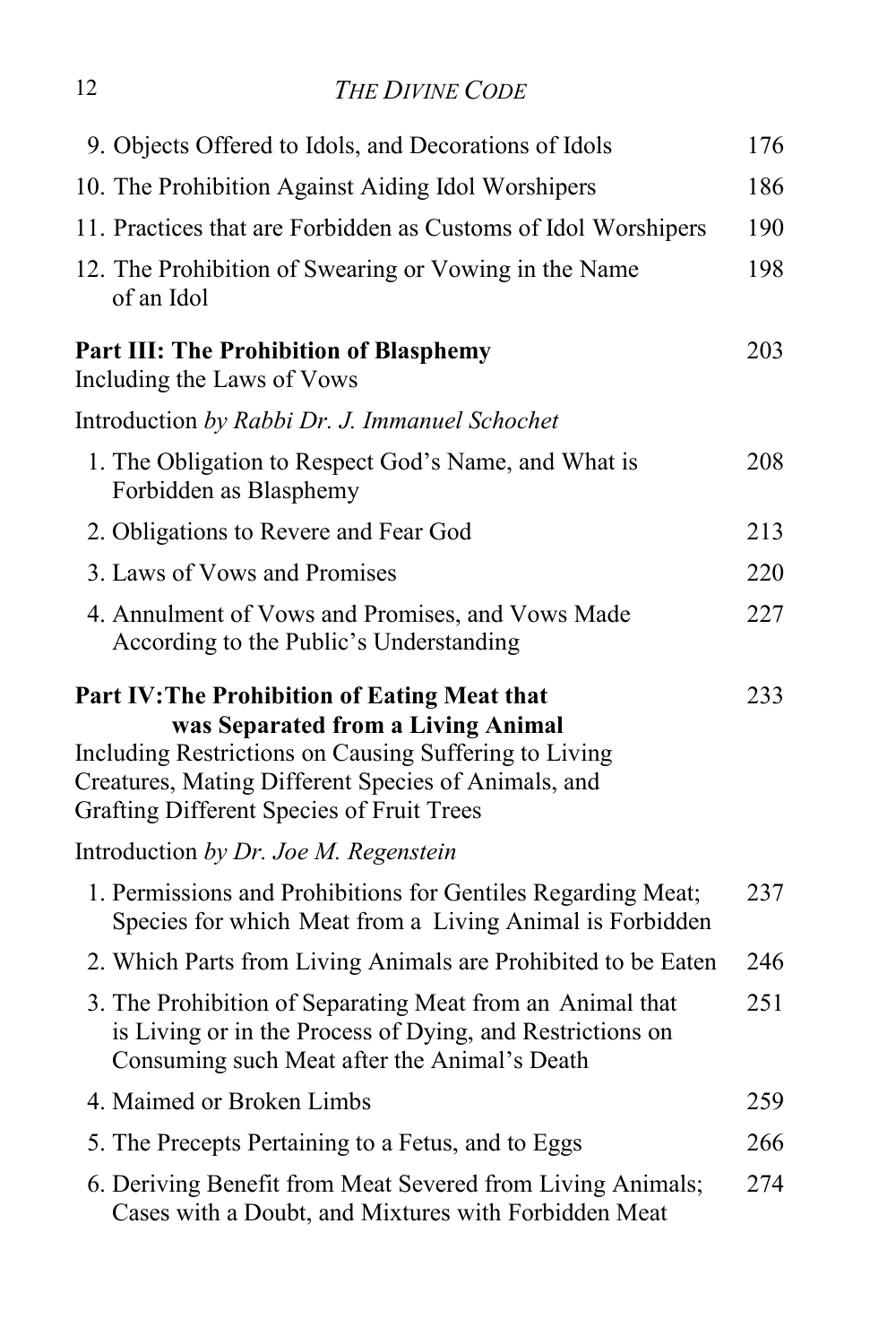9. Objects Offered to Idols, and Decorations of Idols 176
10. The Prohibition Against Aiding Idol Worshipers 186
11. Practices that are Forbidden as Customs of Idol Worshipers 190
12. The Prohibition of Swearing or Vowing in the Name of an Idol 198

**Part III: The Prohibition of Blasphemy** 203
Including the Laws of Vows

Introduction *by Rabbi Dr. J. Immanuel Schochet*

1. The Obligation to Respect God's Name, and What is Forbidden as Blasphemy 208
2. Obligations to Revere and Fear God 213
3. Laws of Vows and Promises 220
4. Annulment of Vows and Promises, and Vows Made According to the Public's Understanding 227

**Part IV: The Prohibition of Eating Meat that was Separated from a Living Animal** 233
Including Restrictions on Causing Suffering to Living Creatures, Mating Different Species of Animals, and Grafting Different Species of Fruit Trees

Introduction *by Dr. Joe M. Regenstein*

1. Permissions and Prohibitions for Gentiles Regarding Meat; Species for which Meat from a Living Animal is Forbidden 237
2. Which Parts from Living Animals are Prohibited to be Eaten 246
3. The Prohibition of Separating Meat from an Animal that is Living or in the Process of Dying, and Restrictions on Consuming such Meat after the Animal's Death 251
4. Maimed or Broken Limbs 259
5. The Precepts Pertaining to a Fetus, and to Eggs 266
6. Deriving Benefit from Meat Severed from Living Animals; Cases with a Doubt, and Mixtures with Forbidden Meat 274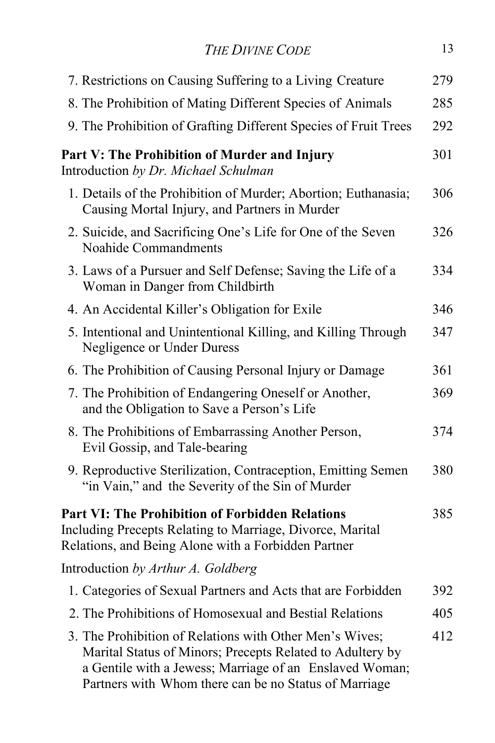7. Restrictions on Causing Suffering to a Living Creature 279
8. The Prohibition of Mating Different Species of Animals 285
9. The Prohibition of Grafting Different Species of Fruit Trees 292

**Part V: The Prohibition of Murder and Injury** 301
Introduction *by Dr. Michael Schulman*

1. Details of the Prohibition of Murder; Abortion; Euthanasia; Causing Mortal Injury, and Partners in Murder 306
2. Suicide, and Sacrificing One's Life for One of the Seven Noahide Commandments 326
3. Laws of a Pursuer and Self Defense; Saving the Life of a Woman in Danger from Childbirth 334
4. An Accidental Killer's Obligation for Exile 346
5. Intentional and Unintentional Killing, and Killing Through Negligence or Under Duress 347
6. The Prohibition of Causing Personal Injury or Damage 361
7. The Prohibition of Endangering Oneself or Another, and the Obligation to Save a Person's Life 369
8. The Prohibitions of Embarrassing Another Person, Evil Gossip, and Tale-bearing 374
9. Reproductive Sterilization, Contraception, Emitting Semen "in Vain," and the Severity of the Sin of Murder 380

**Part VI: The Prohibition of Forbidden Relations** 385
Including Precepts Relating to Marriage, Divorce, Marital Relations, and Being Alone with a Forbidden Partner

Introduction *by Arthur A. Goldberg*

1. Categories of Sexual Partners and Acts that are Forbidden 392
2. The Prohibitions of Homosexual and Bestial Relations 405
3. The Prohibition of Relations with Other Men's Wives; Marital Status of Minors; Precepts Related to Adultery by a Gentile with a Jewess; Marriage of an Enslaved Woman; Partners with Whom there can be no Status of Marriage 412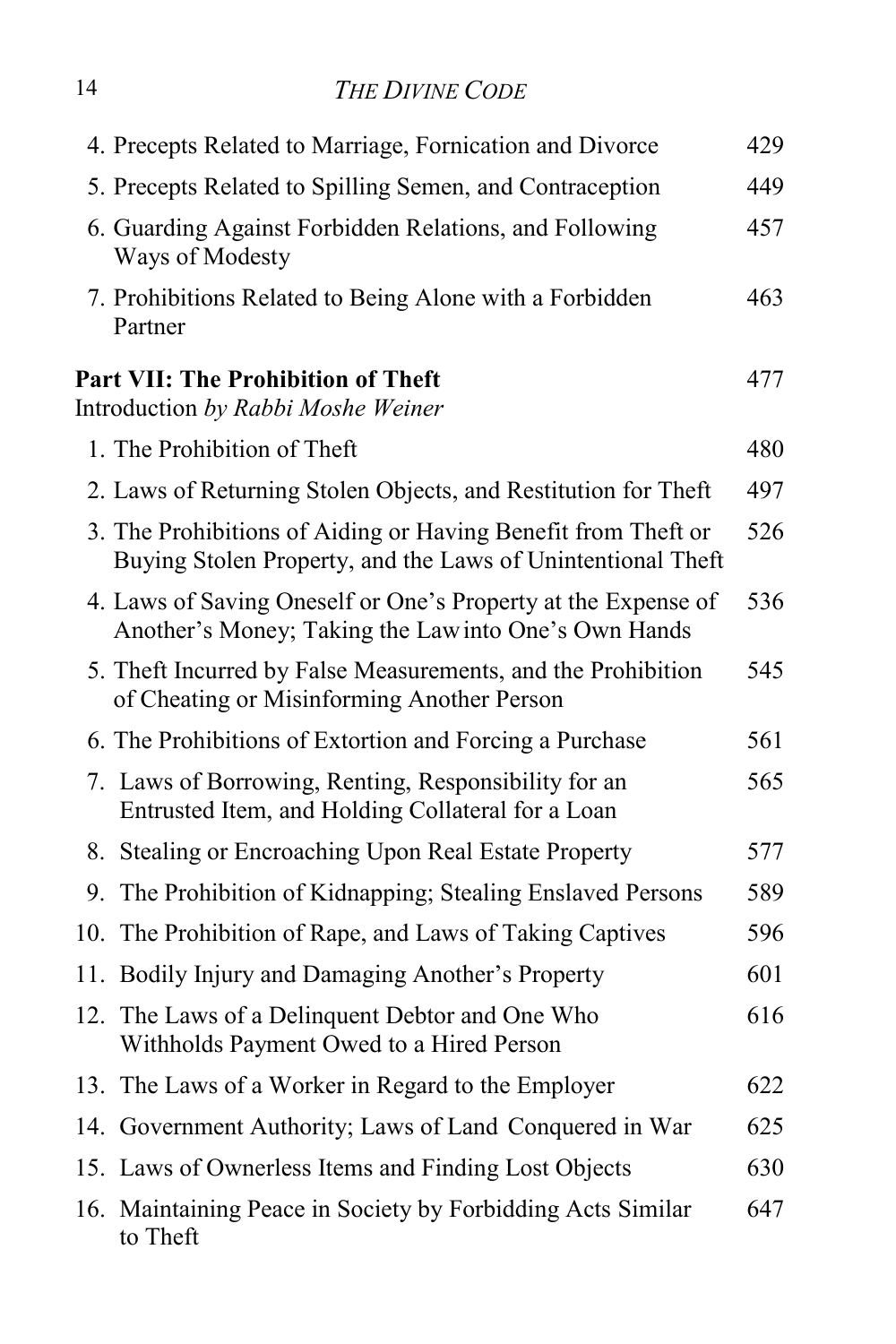4. Precepts Related to Marriage, Fornication and Divorce 429
5. Precepts Related to Spilling Semen, and Contraception 449
6. Guarding Against Forbidden Relations, and Following Ways of Modesty 457
7. Prohibitions Related to Being Alone with a Forbidden Partner 463

**Part VII: The Prohibition of Theft** 477
Introduction *by Rabbi Moshe Weiner*

1. The Prohibition of Theft 480
2. Laws of Returning Stolen Objects, and Restitution for Theft 497
3. The Prohibitions of Aiding or Having Benefit from Theft or Buying Stolen Property, and the Laws of Unintentional Theft 526
4. Laws of Saving Oneself or One's Property at the Expense of Another's Money; Taking the Law into One's Own Hands 536
5. Theft Incurred by False Measurements, and the Prohibition of Cheating or Misinforming Another Person 545
6. The Prohibitions of Extortion and Forcing a Purchase 561
7. Laws of Borrowing, Renting, Responsibility for an Entrusted Item, and Holding Collateral for a Loan 565
8. Stealing or Encroaching Upon Real Estate Property 577
9. The Prohibition of Kidnapping; Stealing Enslaved Persons 589
10. The Prohibition of Rape, and Laws of Taking Captives 596
11. Bodily Injury and Damaging Another's Property 601
12. The Laws of a Delinquent Debtor and One Who Withholds Payment Owed to a Hired Person 616
13. The Laws of a Worker in Regard to the Employer 622
14. Government Authority; Laws of Land Conquered in War 625
15. Laws of Ownerless Items and Finding Lost Objects 630
16. Maintaining Peace in Society by Forbidding Acts Similar to Theft 647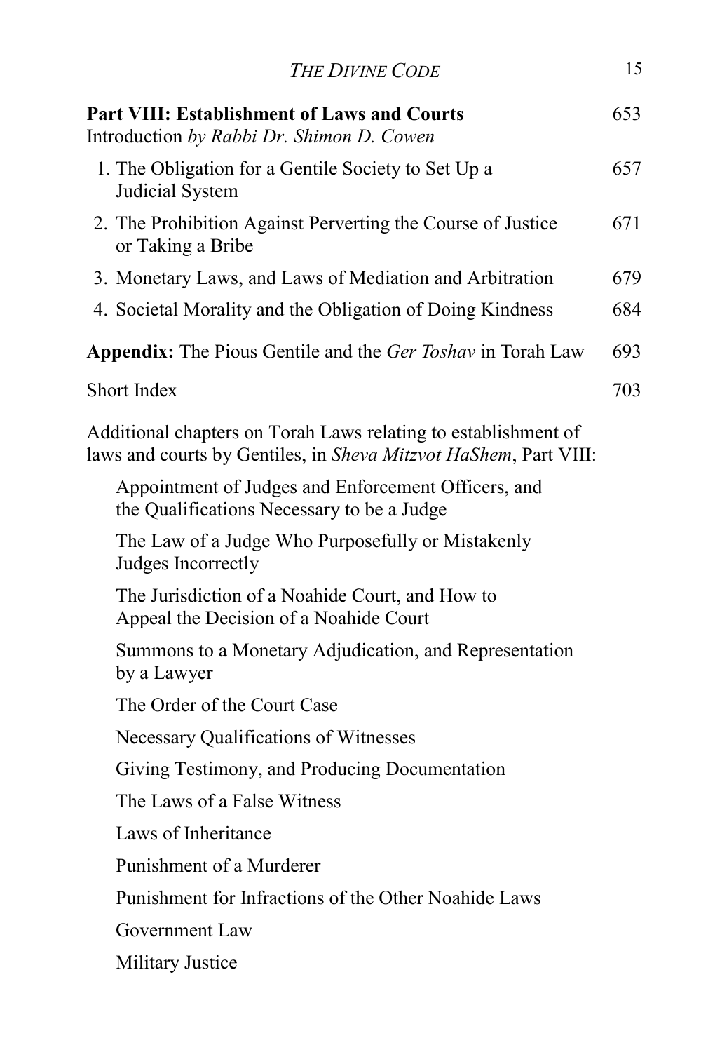**Part VIII: Establishment of Laws and Courts** 653
Introduction *by Rabbi Dr. Shimon D. Cowen*

1. The Obligation for a Gentile Society to Set Up a Judicial System 657
2. The Prohibition Against Perverting the Course of Justice or Taking a Bribe 671
3. Monetary Laws, and Laws of Mediation and Arbitration 679
4. Societal Morality and the Obligation of Doing Kindness 684

**Appendix:** The Pious Gentile and the *Ger Toshav* in Torah Law 693

Short Index 703

Additional chapters on Torah Laws relating to establishment of laws and courts by Gentiles, in *Sheva Mitzvot HaShem*, Part VIII:

- Appointment of Judges and Enforcement Officers, and the Qualifications Necessary to be a Judge
- The Law of a Judge Who Purposefully or Mistakenly Judges Incorrectly
- The Jurisdiction of a Noahide Court, and How to Appeal the Decision of a Noahide Court
- Summons to a Monetary Adjudication, and Representation by a Lawyer
- The Order of the Court Case
- Necessary Qualifications of Witnesses
- Giving Testimony, and Producing Documentation
- The Laws of a False Witness
- Laws of Inheritance
- Punishment of a Murderer
- Punishment for Infractions of the Other Noahide Laws
- Government Law
- Military Justice